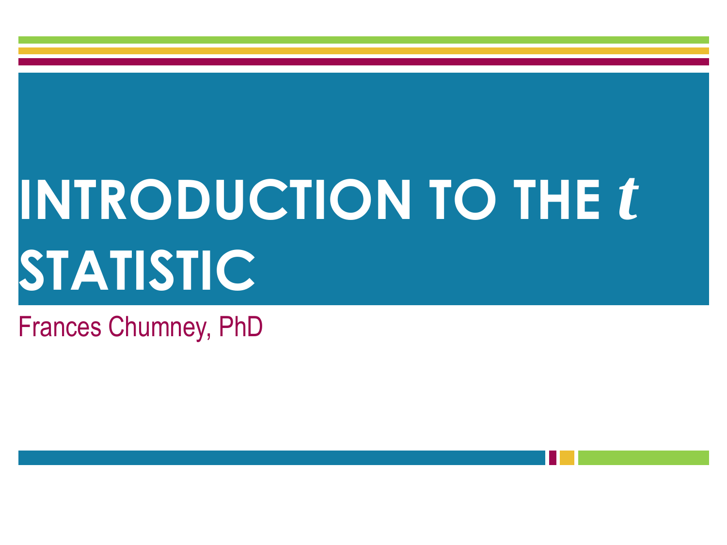# INTRODUCTION TO THE $t$ STATISTIC

Frances Chumney, PhD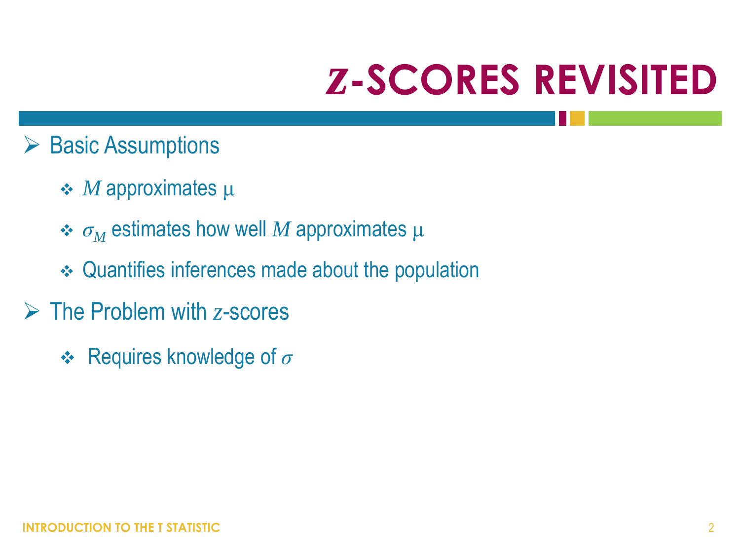# $z$-SCORES REVISITED

- Basic Assumptions
  - $M$ approximates $\mu$
  - $\sigma_M$ estimates how well $M$ approximates $\mu$
  - Quantifies inferences made about the population
- The Problem with $z$-scores
  - Requires knowledge of $\sigma$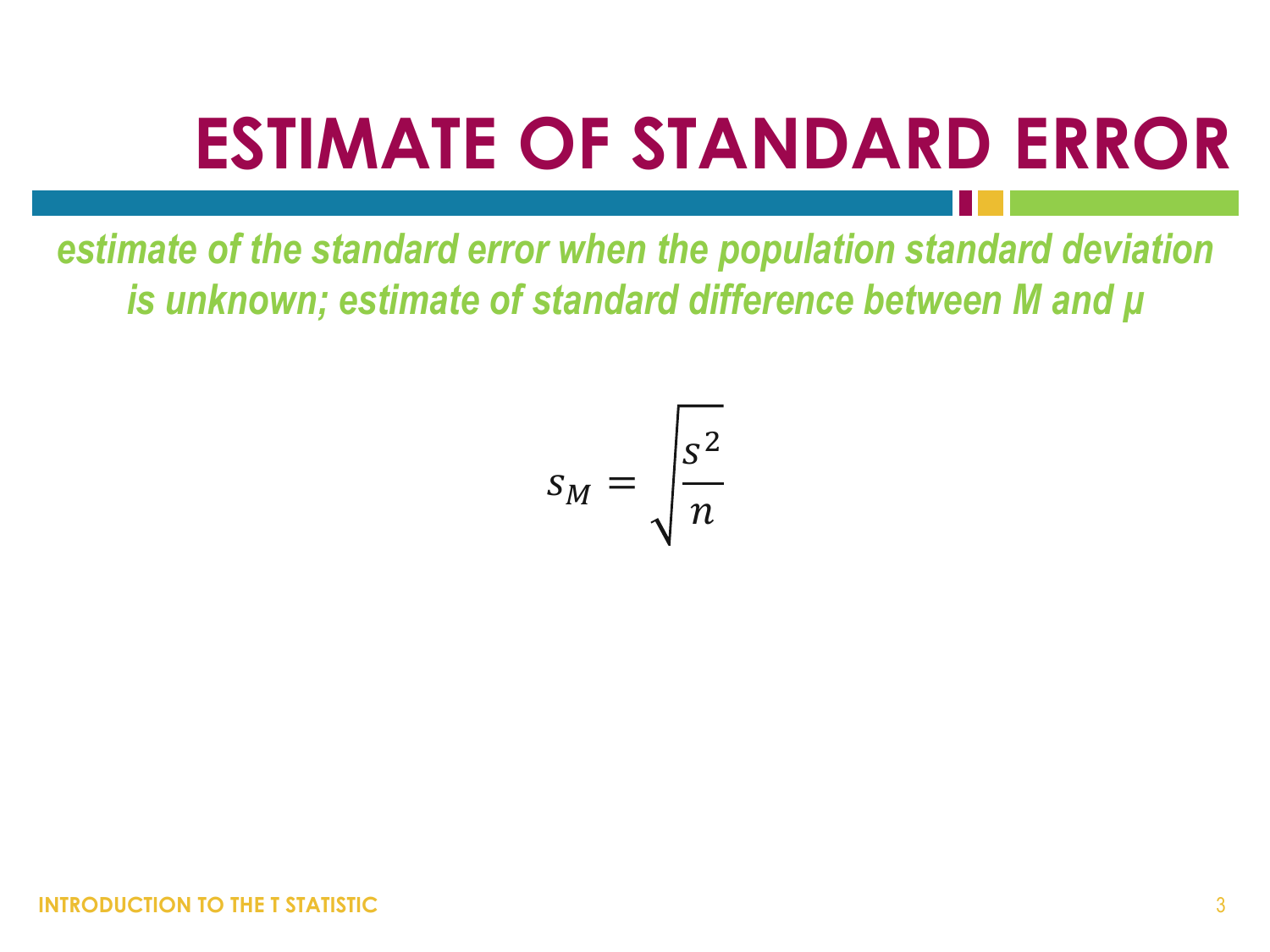# ESTIMATE OF STANDARD ERROR

*estimate of the standard error when the population standard deviation is unknown; estimate of standard difference between M and μ*

$$s_M = \sqrt{\frac{s^2}{n}}$$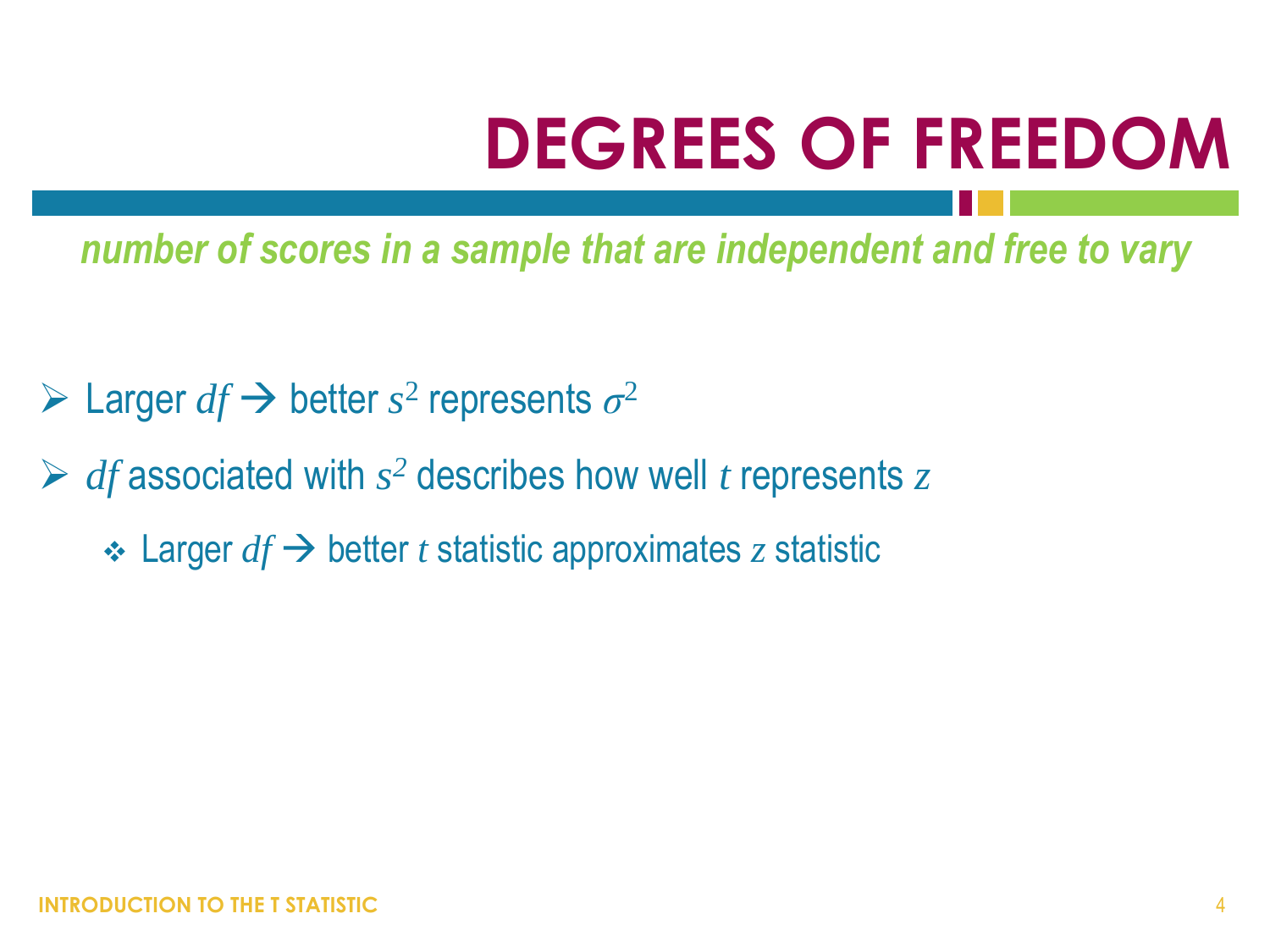# DEGREES OF FREEDOM

*number of scores in a sample that are independent and free to vary*

- Larger $df$ → better $s^2$ represents $\sigma^2$
- $df$ associated with $s^2$ describes how well $t$ represents $z$
  - Larger $df$ → better $t$ statistic approximates $z$ statistic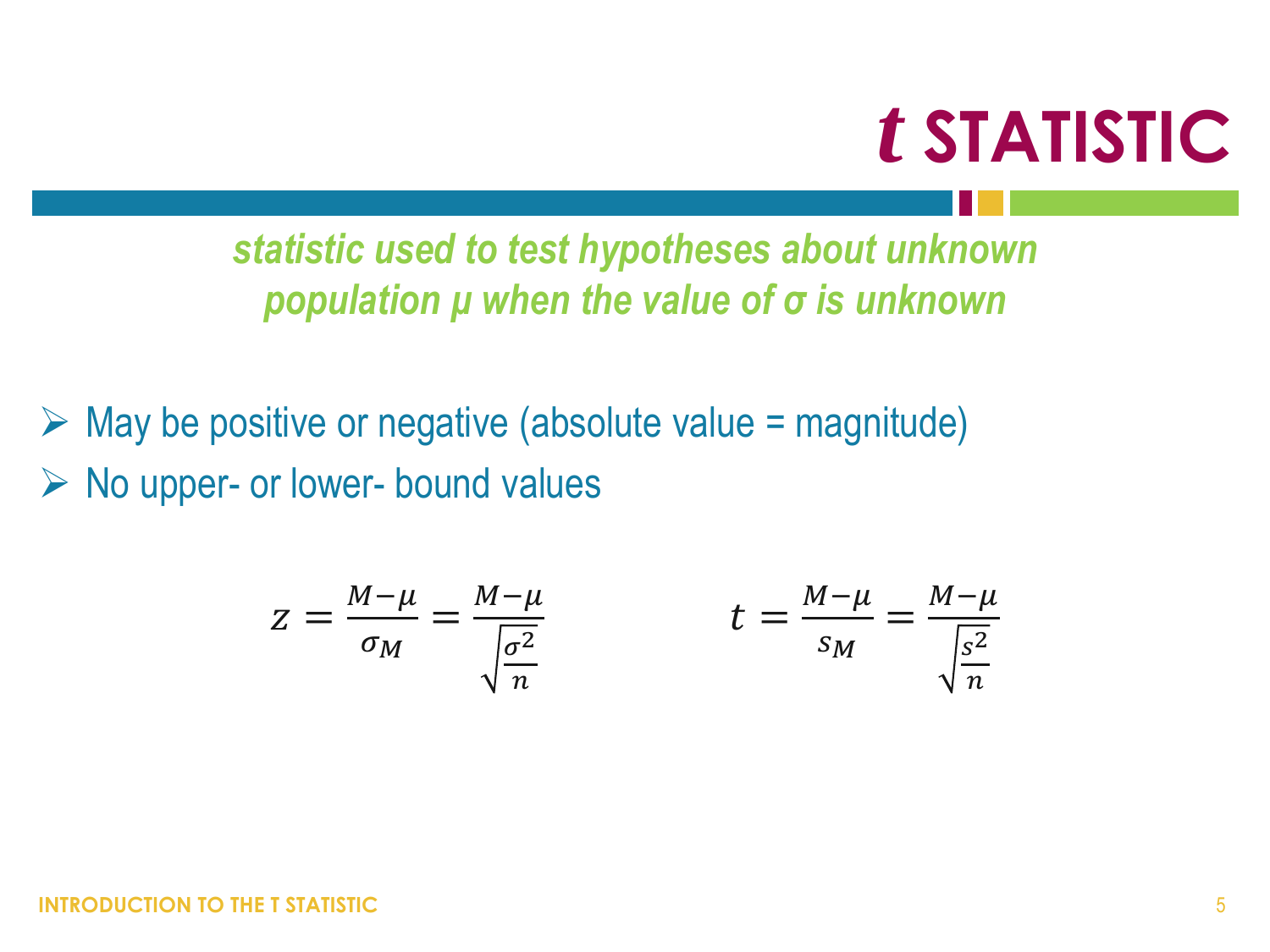# *t* STATISTIC

***statistic used to test hypotheses about unknown population μ when the value of σ is unknown***

- May be positive or negative (absolute value = magnitude)
- No upper- or lower- bound values

$$z = \frac{M - \mu}{\sigma_M} = \frac{M - \mu}{\sqrt{\frac{\sigma^2}{n}}} \qquad\qquad t = \frac{M - \mu}{s_M} = \frac{M - \mu}{\sqrt{\frac{s^2}{n}}}$$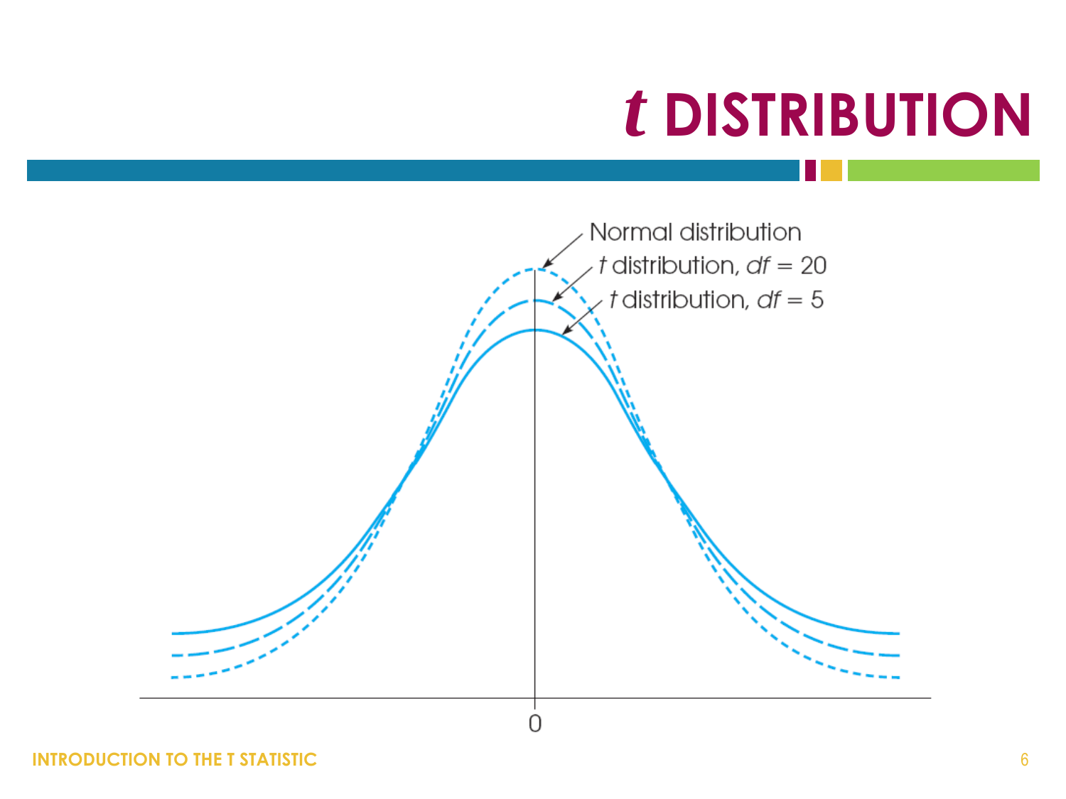# *t* DISTRIBUTION

Normal distribution

*t* distribution, *df* = 20

*t* distribution, *df* = 5

0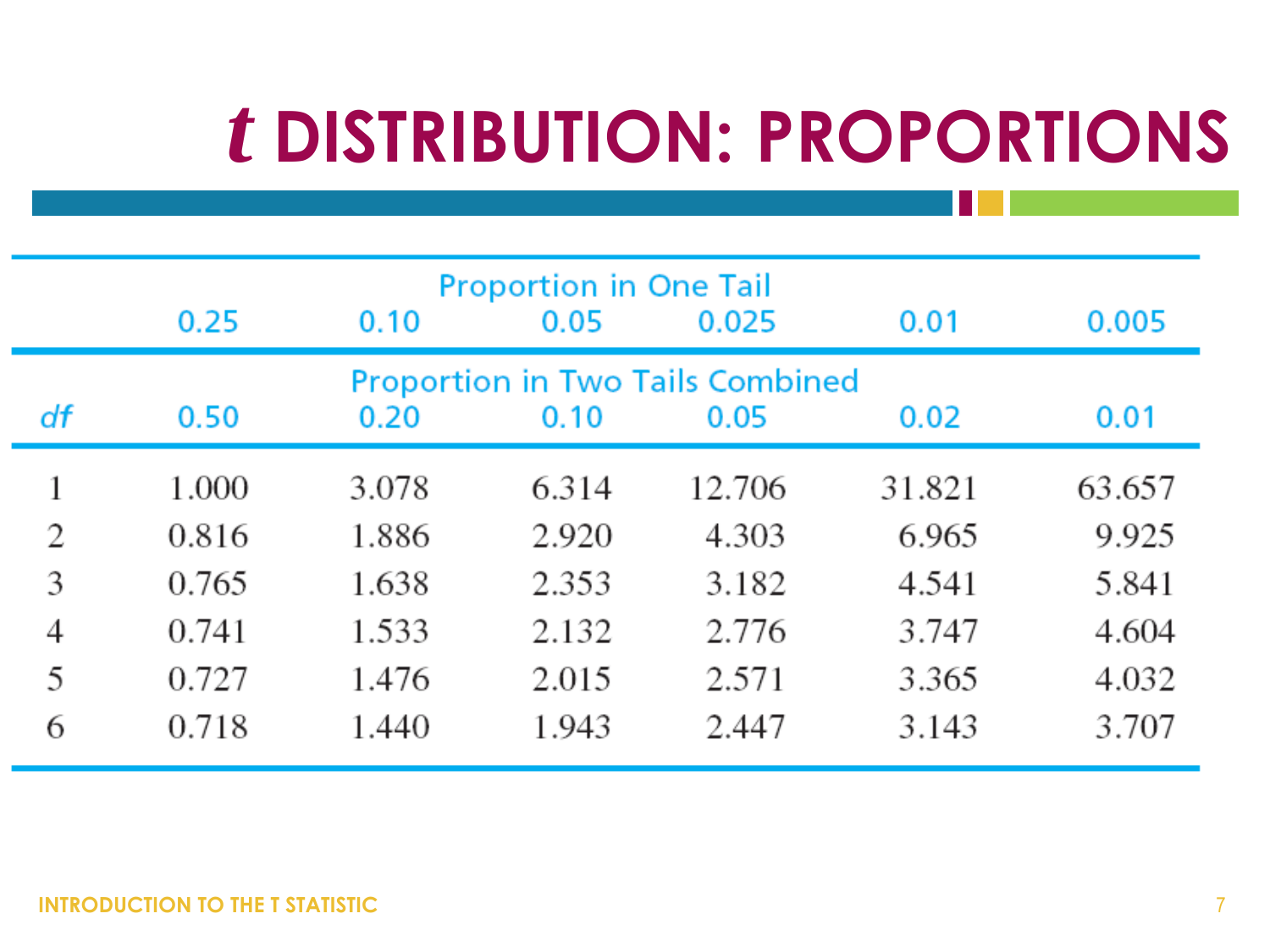# *t* DISTRIBUTION: PROPORTIONS

| | Proportion in One Tail | | | | | |
|---|---|---|---|---|---|---|
| | 0.25 | 0.10 | 0.05 | 0.025 | 0.01 | 0.005 |
| | Proportion in Two Tails Combined | | | | | |
| *df* | 0.50 | 0.20 | 0.10 | 0.05 | 0.02 | 0.01 |
| 1 | 1.000 | 3.078 | 6.314 | 12.706 | 31.821 | 63.657 |
| 2 | 0.816 | 1.886 | 2.920 | 4.303 | 6.965 | 9.925 |
| 3 | 0.765 | 1.638 | 2.353 | 3.182 | 4.541 | 5.841 |
| 4 | 0.741 | 1.533 | 2.132 | 2.776 | 3.747 | 4.604 |
| 5 | 0.727 | 1.476 | 2.015 | 2.571 | 3.365 | 4.032 |
| 6 | 0.718 | 1.440 | 1.943 | 2.447 | 3.143 | 3.707 |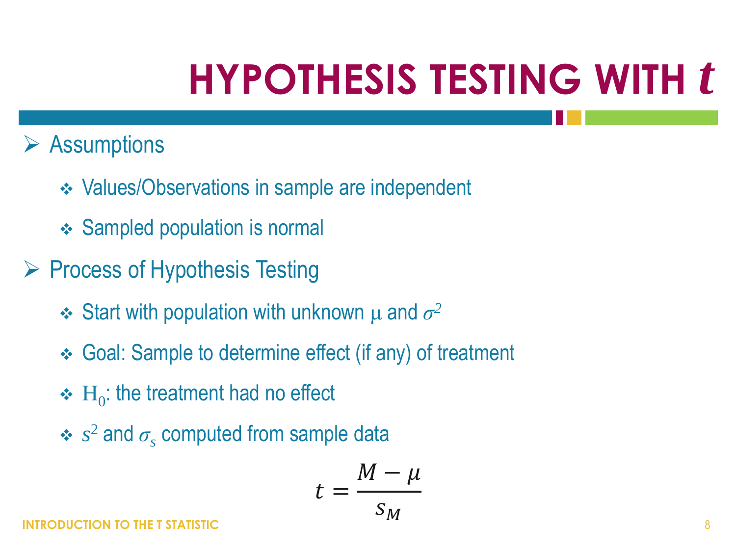# HYPOTHESIS TESTING WITH *t*

- Assumptions
  - Values/Observations in sample are independent
  - Sampled population is normal
- Process of Hypothesis Testing
  - Start with population with unknown $\mu$ and $\sigma^2$
  - Goal: Sample to determine effect (if any) of treatment
  - $H_0$: the treatment had no effect
  - $s^2$ and $\sigma_s$ computed from sample data

$$t = \frac{M - \mu}{s_M}$$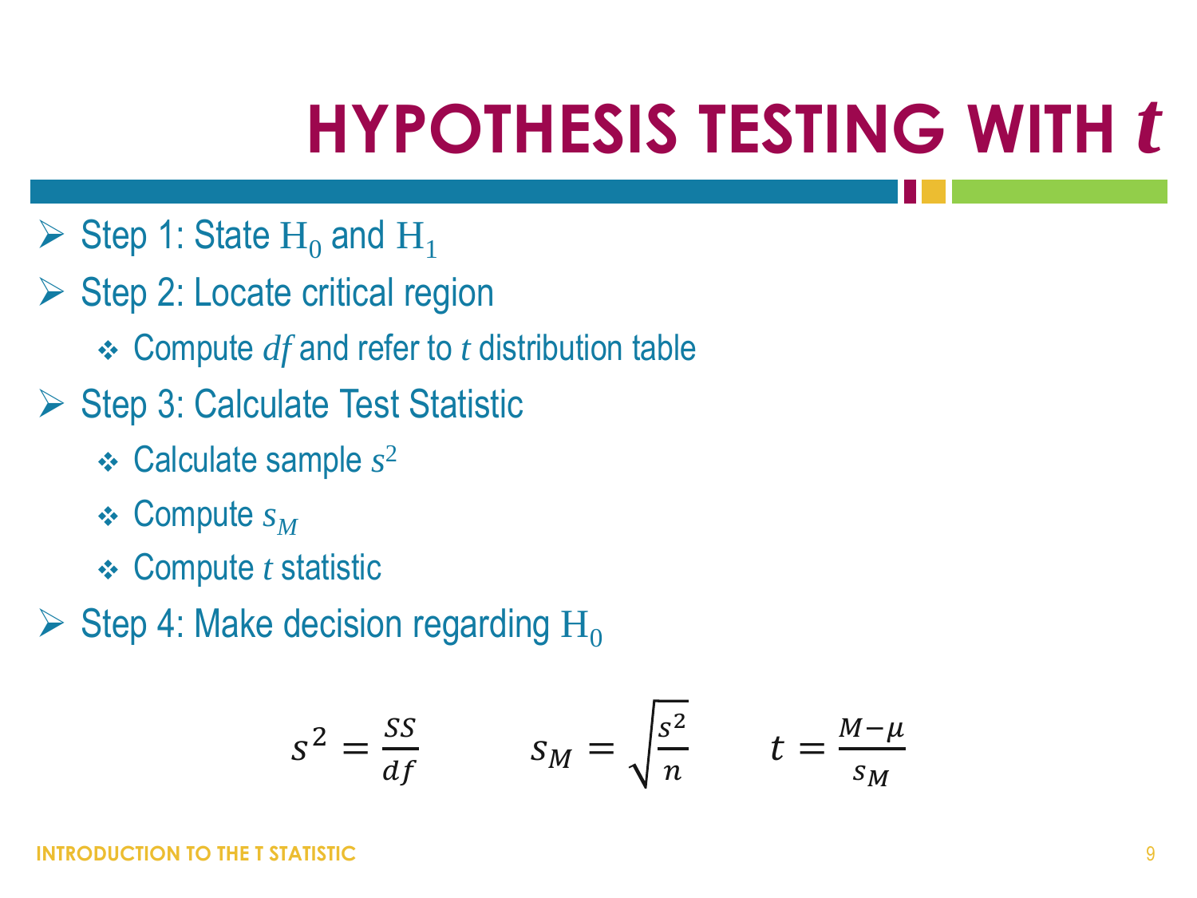# HYPOTHESIS TESTING WITH *t*

- Step 1: State $H_0$ and $H_1$
- Step 2: Locate critical region
  - Compute $df$ and refer to $t$ distribution table
- Step 3: Calculate Test Statistic
  - Calculate sample $s^2$
  - Compute $s_M$
  - Compute $t$ statistic
- Step 4: Make decision regarding $H_0$

$$s^2 = \frac{SS}{df} \qquad s_M = \sqrt{\frac{s^2}{n}} \qquad t = \frac{M - \mu}{s_M}$$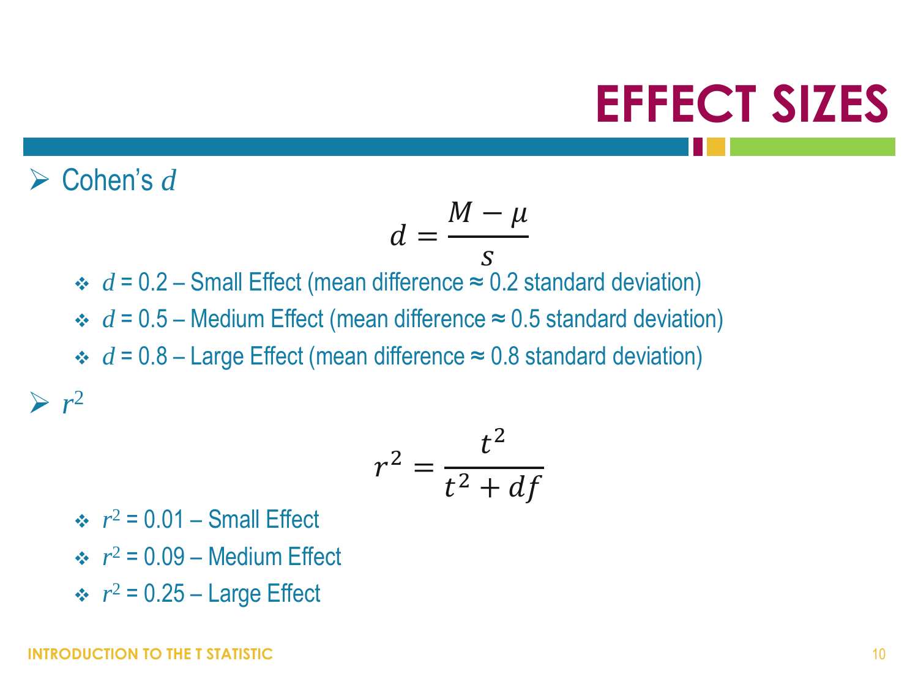# EFFECT SIZES

- Cohen's $d$

$$d = \frac{M - \mu}{s}$$

  - $d$ = 0.2 – Small Effect (mean difference ≈ 0.2 standard deviation)
  - $d$ = 0.5 – Medium Effect (mean difference ≈ 0.5 standard deviation)
  - $d$ = 0.8 – Large Effect (mean difference ≈ 0.8 standard deviation)

- $r^2$

$$r^2 = \frac{t^2}{t^2 + df}$$

  - $r^2$ = 0.01 – Small Effect
  - $r^2$ = 0.09 – Medium Effect
  - $r^2$ = 0.25 – Large Effect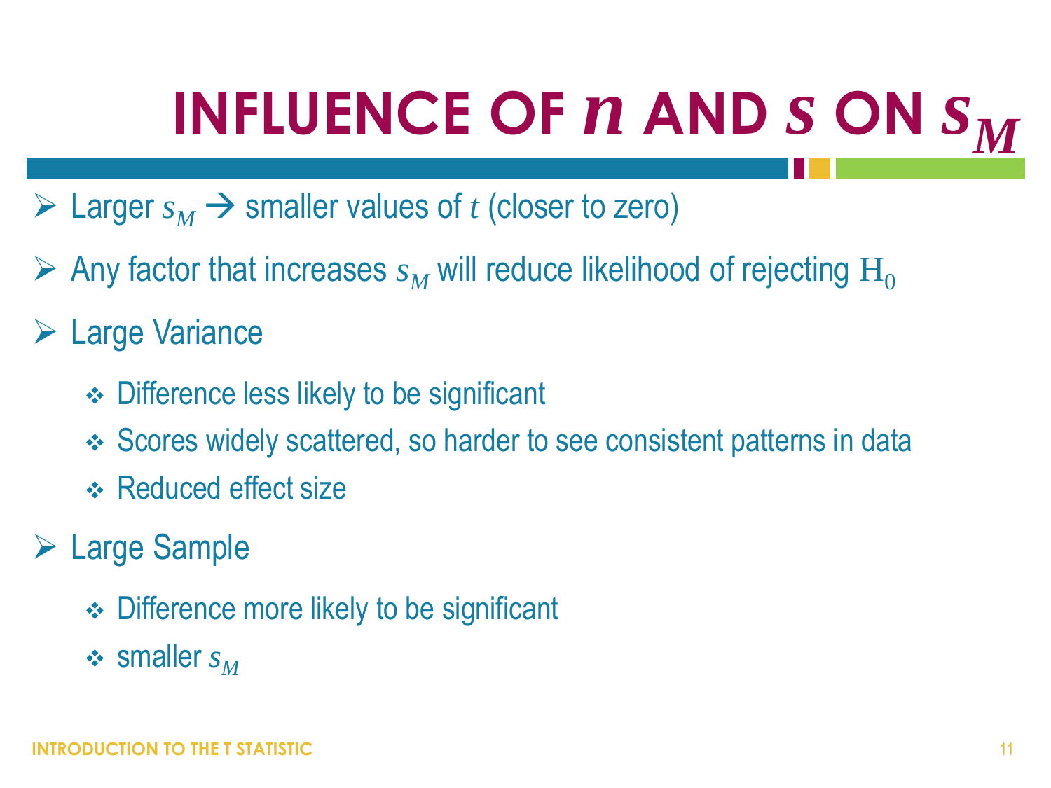# INFLUENCE OF $n$ AND $s$ ON $s_M$

- Larger $s_M \rightarrow$ smaller values of $t$ (closer to zero)
- Any factor that increases $s_M$ will reduce likelihood of rejecting $H_0$
- Large Variance
  - Difference less likely to be significant
  - Scores widely scattered, so harder to see consistent patterns in data
  - Reduced effect size
- Large Sample
  - Difference more likely to be significant
  - smaller $s_M$